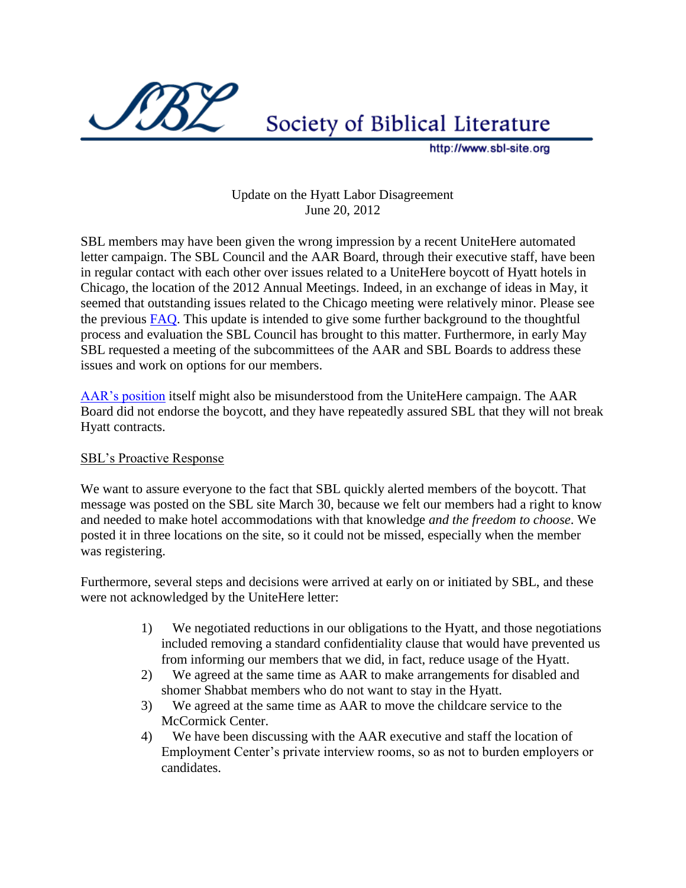Society of Biblical Literature

http://www.sbl-site.org

Update on the Hyatt Labor Disagreement
June 20, 2012

SBL members may have been given the wrong impression by a recent UniteHere automated letter campaign. The SBL Council and the AAR Board, through their executive staff, have been in regular contact with each other over issues related to a UniteHere boycott of Hyatt hotels in Chicago, the location of the 2012 Annual Meetings. Indeed, in an exchange of ideas in May, it seemed that outstanding issues related to the Chicago meeting were relatively minor. Please see the previous FAQ. This update is intended to give some further background to the thoughtful process and evaluation the SBL Council has brought to this matter. Furthermore, in early May SBL requested a meeting of the subcommittees of the AAR and SBL Boards to address these issues and work on options for our members.

AAR's position itself might also be misunderstood from the UniteHere campaign. The AAR Board did not endorse the boycott, and they have repeatedly assured SBL that they will not break Hyatt contracts.

## SBL's Proactive Response

We want to assure everyone to the fact that SBL quickly alerted members of the boycott. That message was posted on the SBL site March 30, because we felt our members had a right to know and needed to make hotel accommodations with that knowledge *and the freedom to choose*. We posted it in three locations on the site, so it could not be missed, especially when the member was registering.

Furthermore, several steps and decisions were arrived at early on or initiated by SBL, and these were not acknowledged by the UniteHere letter:

1) We negotiated reductions in our obligations to the Hyatt, and those negotiations included removing a standard confidentiality clause that would have prevented us from informing our members that we did, in fact, reduce usage of the Hyatt.
2) We agreed at the same time as AAR to make arrangements for disabled and shomer Shabbat members who do not want to stay in the Hyatt.
3) We agreed at the same time as AAR to move the childcare service to the McCormick Center.
4) We have been discussing with the AAR executive and staff the location of Employment Center's private interview rooms, so as not to burden employers or candidates.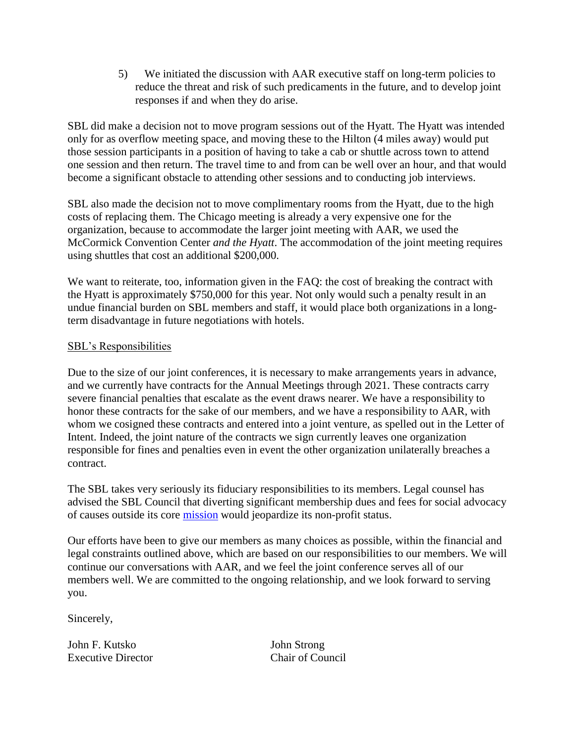5) We initiated the discussion with AAR executive staff on long-term policies to reduce the threat and risk of such predicaments in the future, and to develop joint responses if and when they do arise.

SBL did make a decision not to move program sessions out of the Hyatt. The Hyatt was intended only for as overflow meeting space, and moving these to the Hilton (4 miles away) would put those session participants in a position of having to take a cab or shuttle across town to attend one session and then return. The travel time to and from can be well over an hour, and that would become a significant obstacle to attending other sessions and to conducting job interviews.

SBL also made the decision not to move complimentary rooms from the Hyatt, due to the high costs of replacing them. The Chicago meeting is already a very expensive one for the organization, because to accommodate the larger joint meeting with AAR, we used the McCormick Convention Center *and the Hyatt*. The accommodation of the joint meeting requires using shuttles that cost an additional $200,000.

We want to reiterate, too, information given in the FAQ: the cost of breaking the contract with the Hyatt is approximately $750,000 for this year. Not only would such a penalty result in an undue financial burden on SBL members and staff, it would place both organizations in a long-term disadvantage in future negotiations with hotels.

<u>SBL's Responsibilities</u>

Due to the size of our joint conferences, it is necessary to make arrangements years in advance, and we currently have contracts for the Annual Meetings through 2021. These contracts carry severe financial penalties that escalate as the event draws nearer. We have a responsibility to honor these contracts for the sake of our members, and we have a responsibility to AAR, with whom we cosigned these contracts and entered into a joint venture, as spelled out in the Letter of Intent. Indeed, the joint nature of the contracts we sign currently leaves one organization responsible for fines and penalties even in event the other organization unilaterally breaches a contract.

The SBL takes very seriously its fiduciary responsibilities to its members. Legal counsel has advised the SBL Council that diverting significant membership dues and fees for social advocacy of causes outside its core mission would jeopardize its non-profit status.

Our efforts have been to give our members as many choices as possible, within the financial and legal constraints outlined above, which are based on our responsibilities to our members. We will continue our conversations with AAR, and we feel the joint conference serves all of our members well. We are committed to the ongoing relationship, and we look forward to serving you.

Sincerely,

John F. Kutsko
Executive Director

John Strong
Chair of Council